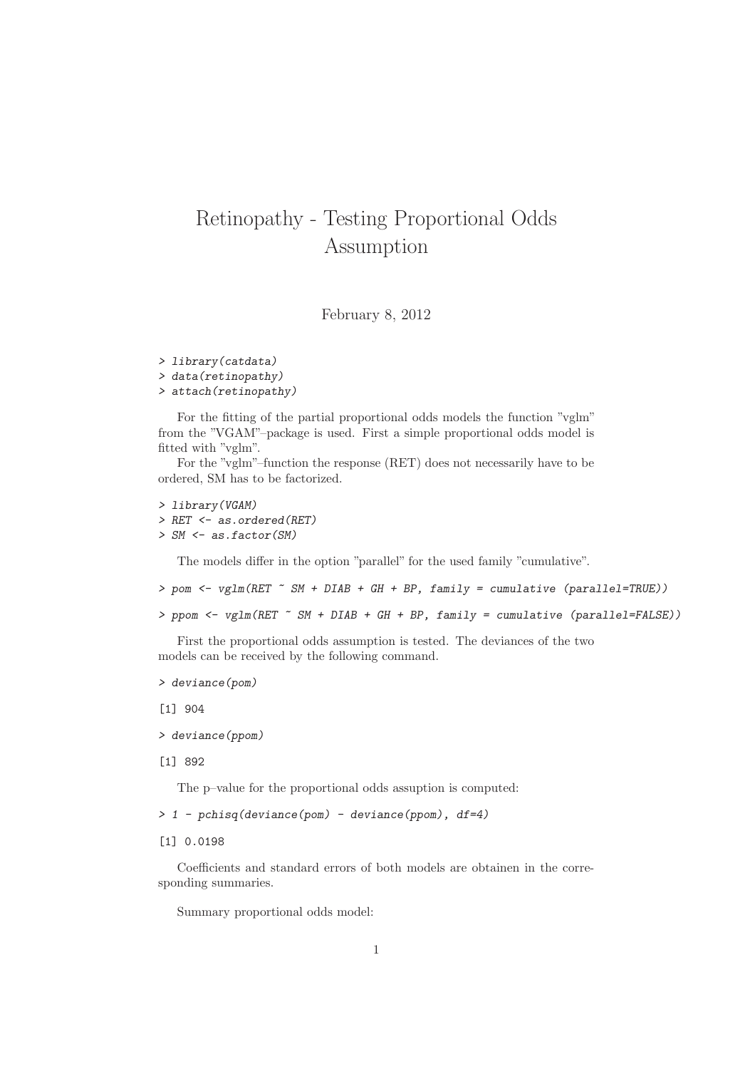# Retinopathy - Testing Proportional Odds Assumption

February 8, 2012

```
> library(catdata)
> data(retinopathy)
> attach(retinopathy)
```

For the fitting of the partial proportional odds models the function "vglm" from the "VGAM"–package is used. First a simple proportional odds model is fitted with "vglm".

For the "vglm"–function the response (RET) does not necessarily have to be ordered, SM has to be factorized.

```
> library(VGAM)
> RET <- as.ordered(RET)
> SM <- as.factor(SM)
```

The models differ in the option "parallel" for the used family "cumulative".

```
> pom <- vglm(RET ~ SM + DIAB + GH + BP, family = cumulative (parallel=TRUE))
```

```
> ppom <- vglm(RET ~ SM + DIAB + GH + BP, family = cumulative (parallel=FALSE))
```

First the proportional odds assumption is tested. The deviances of the two models can be received by the following command.

```
> deviance(pom)
```

```
[1] 904
```

```
> deviance(ppom)
```

```
[1] 892
```

The p–value for the proportional odds assuption is computed:

```
> 1 - pchisq(deviance(pom) - deviance(ppom), df=4)
```

```
[1] 0.0198
```

Coefficients and standard errors of both models are obtainen in the corresponding summaries.

Summary proportional odds model: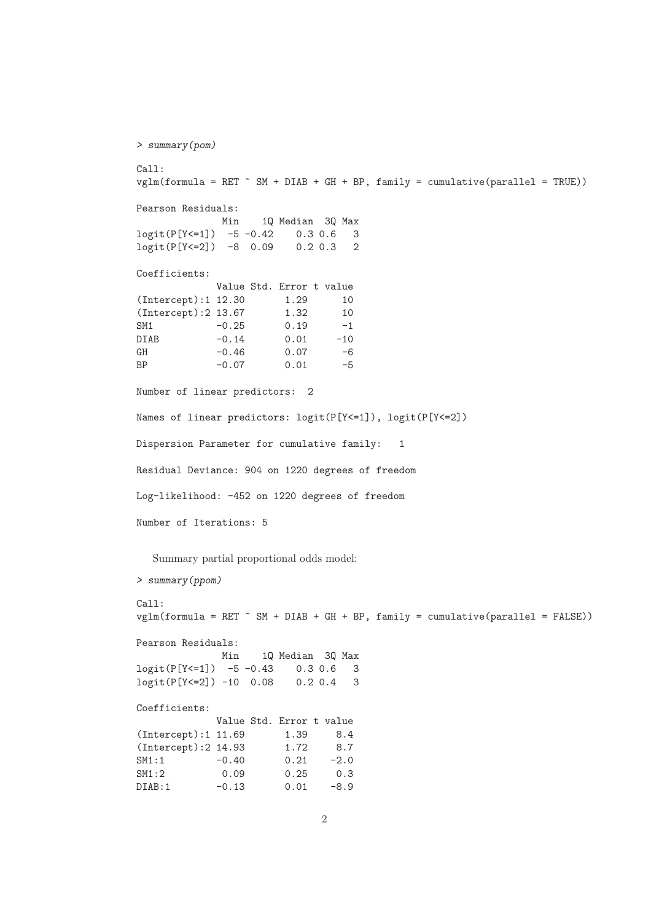```
> summary(pom)

Call:
vglm(formula = RET ~ SM + DIAB + GH + BP, family = cumulative(parallel = TRUE))

Pearson Residuals:
              Min    1Q Median  3Q Max
logit(P[Y<=1])  -5 -0.42    0.3 0.6   3
logit(P[Y<=2])  -8  0.09    0.2 0.3   2

Coefficients:
             Value Std. Error t value
(Intercept):1 12.30       1.29      10
(Intercept):2 13.67       1.32      10
SM1           -0.25       0.19      -1
DIAB          -0.14       0.01     -10
GH            -0.46       0.07      -6
BP            -0.07       0.01      -5

Number of linear predictors:  2

Names of linear predictors: logit(P[Y<=1]), logit(P[Y<=2])

Dispersion Parameter for cumulative family:   1

Residual Deviance: 904 on 1220 degrees of freedom

Log-likelihood: -452 on 1220 degrees of freedom

Number of Iterations: 5
```

Summary partial proportional odds model:

```
> summary(ppom)

Call:
vglm(formula = RET ~ SM + DIAB + GH + BP, family = cumulative(parallel = FALSE))

Pearson Residuals:
              Min    1Q Median  3Q Max
logit(P[Y<=1])  -5 -0.43    0.3 0.6   3
logit(P[Y<=2]) -10  0.08    0.2 0.4   3

Coefficients:
             Value Std. Error t value
(Intercept):1 11.69       1.39     8.4
(Intercept):2 14.93       1.72     8.7
SM1:1         -0.40       0.21    -2.0
SM1:2          0.09       0.25     0.3
DIAB:1        -0.13       0.01    -8.9
```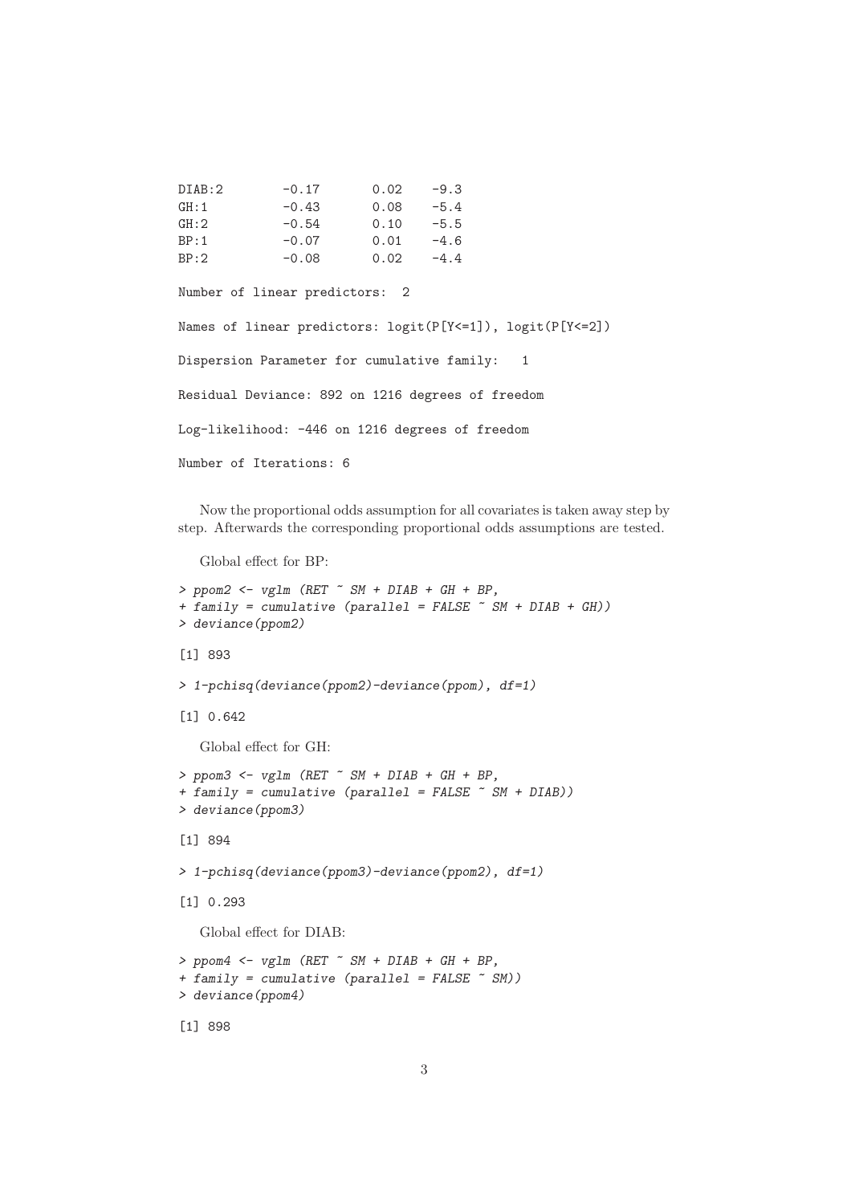```
DIAB:2        -0.17       0.02    -9.3
GH:1          -0.43       0.08    -5.4
GH:2          -0.54       0.10    -5.5
BP:1          -0.07       0.01    -4.6
BP:2          -0.08       0.02    -4.4

Number of linear predictors:  2

Names of linear predictors: logit(P[Y<=1]), logit(P[Y<=2])

Dispersion Parameter for cumulative family:   1

Residual Deviance: 892 on 1216 degrees of freedom

Log-likelihood: -446 on 1216 degrees of freedom

Number of Iterations: 6
```

Now the proportional odds assumption for all covariates is taken away step by step. Afterwards the corresponding proportional odds assumptions are tested.

Global effect for BP:

```
> ppom2 <- vglm (RET ~ SM + DIAB + GH + BP,
+ family = cumulative (parallel = FALSE ~ SM + DIAB + GH))
> deviance(ppom2)

[1] 893

> 1-pchisq(deviance(ppom2)-deviance(ppom), df=1)

[1] 0.642
```

Global effect for GH:

```
> ppom3 <- vglm (RET ~ SM + DIAB + GH + BP,
+ family = cumulative (parallel = FALSE ~ SM + DIAB))
> deviance(ppom3)

[1] 894

> 1-pchisq(deviance(ppom3)-deviance(ppom2), df=1)

[1] 0.293
```

Global effect for DIAB:

```
> ppom4 <- vglm (RET ~ SM + DIAB + GH + BP,
+ family = cumulative (parallel = FALSE ~ SM))
> deviance(ppom4)

[1] 898
```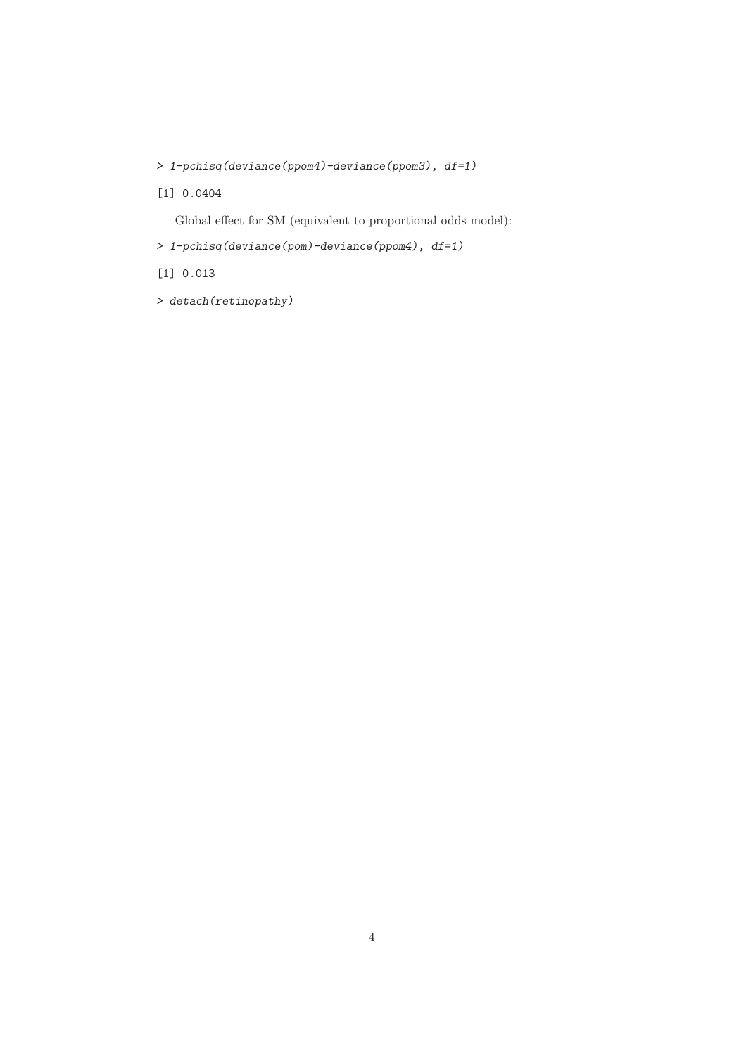```
> 1-pchisq(deviance(ppom4)-deviance(ppom3), df=1)
```

```
[1] 0.0404
```

Global effect for SM (equivalent to proportional odds model):

```
> 1-pchisq(deviance(pom)-deviance(ppom4), df=1)
```

```
[1] 0.013
```

```
> detach(retinopathy)
```